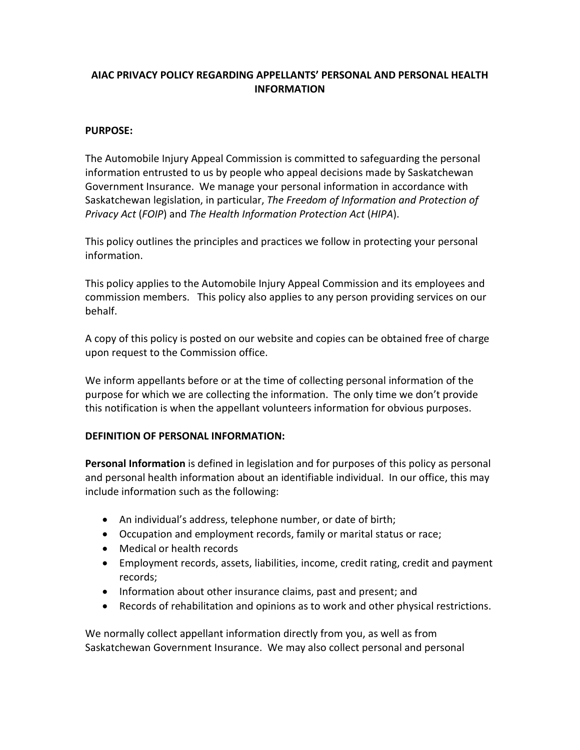# AIAC PRIVACY POLICY REGARDING APPELLANTS' PERSONAL AND PERSONAL HEALTH INFORMATION

## PURPOSE:

The Automobile Injury Appeal Commission is committed to safeguarding the personal information entrusted to us by people who appeal decisions made by Saskatchewan Government Insurance. We manage your personal information in accordance with Saskatchewan legislation, in particular, *The Freedom of Information and Protection of Privacy Act* (*FOIP*) and *The Health Information Protection Act* (*HIPA*).

This policy outlines the principles and practices we follow in protecting your personal information.

This policy applies to the Automobile Injury Appeal Commission and its employees and commission members. This policy also applies to any person providing services on our behalf.

A copy of this policy is posted on our website and copies can be obtained free of charge upon request to the Commission office.

We inform appellants before or at the time of collecting personal information of the purpose for which we are collecting the information. The only time we don't provide this notification is when the appellant volunteers information for obvious purposes.

## DEFINITION OF PERSONAL INFORMATION:

**Personal Information** is defined in legislation and for purposes of this policy as personal and personal health information about an identifiable individual. In our office, this may include information such as the following:

- An individual's address, telephone number, or date of birth;
- Occupation and employment records, family or marital status or race;
- Medical or health records
- Employment records, assets, liabilities, income, credit rating, credit and payment records;
- Information about other insurance claims, past and present; and
- Records of rehabilitation and opinions as to work and other physical restrictions.

We normally collect appellant information directly from you, as well as from Saskatchewan Government Insurance. We may also collect personal and personal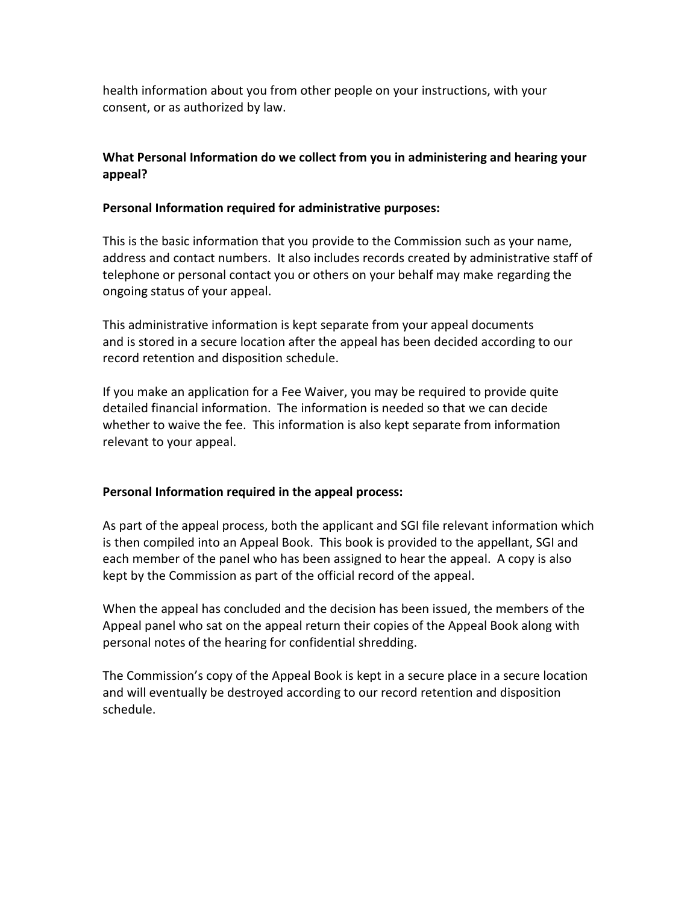health information about you from other people on your instructions, with your consent, or as authorized by law.

**What Personal Information do we collect from you in administering and hearing your appeal?**

**Personal Information required for administrative purposes:**

This is the basic information that you provide to the Commission such as your name, address and contact numbers. It also includes records created by administrative staff of telephone or personal contact you or others on your behalf may make regarding the ongoing status of your appeal.

This administrative information is kept separate from your appeal documents and is stored in a secure location after the appeal has been decided according to our record retention and disposition schedule.

If you make an application for a Fee Waiver, you may be required to provide quite detailed financial information. The information is needed so that we can decide whether to waive the fee. This information is also kept separate from information relevant to your appeal.

**Personal Information required in the appeal process:**

As part of the appeal process, both the applicant and SGI file relevant information which is then compiled into an Appeal Book. This book is provided to the appellant, SGI and each member of the panel who has been assigned to hear the appeal. A copy is also kept by the Commission as part of the official record of the appeal.

When the appeal has concluded and the decision has been issued, the members of the Appeal panel who sat on the appeal return their copies of the Appeal Book along with personal notes of the hearing for confidential shredding.

The Commission's copy of the Appeal Book is kept in a secure place in a secure location and will eventually be destroyed according to our record retention and disposition schedule.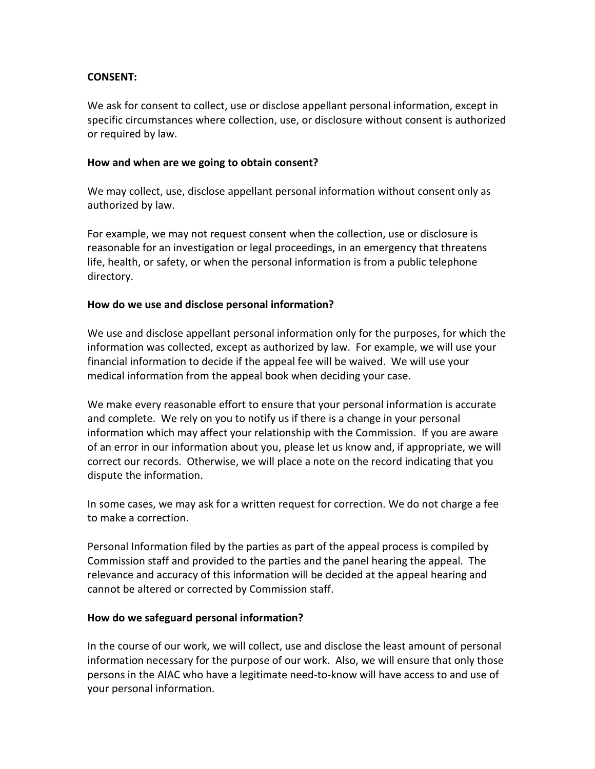**CONSENT:**

We ask for consent to collect, use or disclose appellant personal information, except in specific circumstances where collection, use, or disclosure without consent is authorized or required by law.

**How and when are we going to obtain consent?**

We may collect, use, disclose appellant personal information without consent only as authorized by law.

For example, we may not request consent when the collection, use or disclosure is reasonable for an investigation or legal proceedings, in an emergency that threatens life, health, or safety, or when the personal information is from a public telephone directory.

**How do we use and disclose personal information?**

We use and disclose appellant personal information only for the purposes, for which the information was collected, except as authorized by law. For example, we will use your financial information to decide if the appeal fee will be waived. We will use your medical information from the appeal book when deciding your case.

We make every reasonable effort to ensure that your personal information is accurate and complete. We rely on you to notify us if there is a change in your personal information which may affect your relationship with the Commission. If you are aware of an error in our information about you, please let us know and, if appropriate, we will correct our records. Otherwise, we will place a note on the record indicating that you dispute the information.

In some cases, we may ask for a written request for correction. We do not charge a fee to make a correction.

Personal Information filed by the parties as part of the appeal process is compiled by Commission staff and provided to the parties and the panel hearing the appeal. The relevance and accuracy of this information will be decided at the appeal hearing and cannot be altered or corrected by Commission staff.

**How do we safeguard personal information?**

In the course of our work, we will collect, use and disclose the least amount of personal information necessary for the purpose of our work. Also, we will ensure that only those persons in the AIAC who have a legitimate need-to-know will have access to and use of your personal information.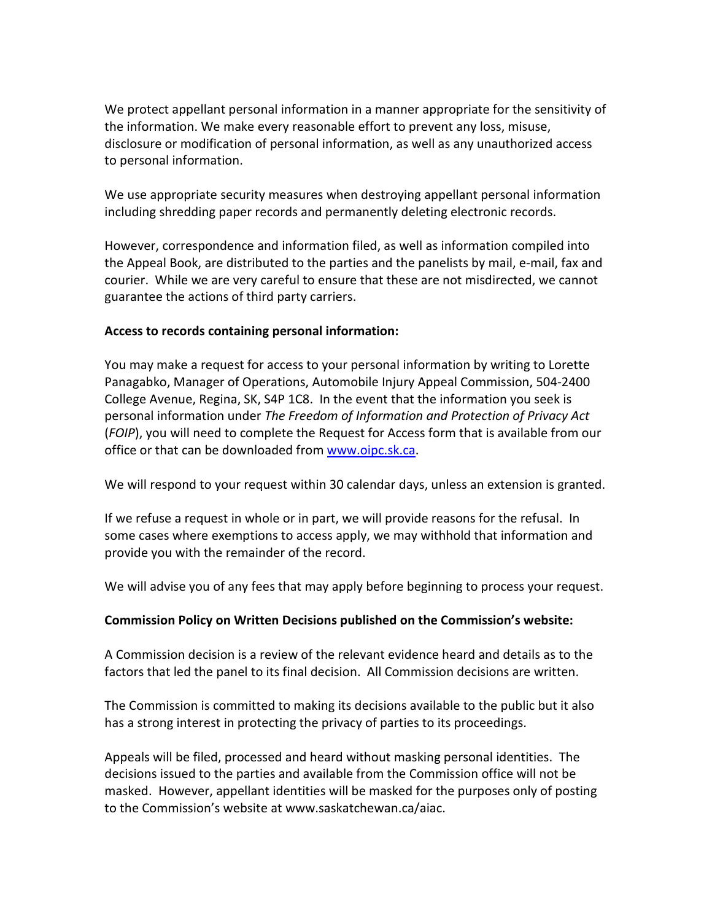We protect appellant personal information in a manner appropriate for the sensitivity of the information. We make every reasonable effort to prevent any loss, misuse, disclosure or modification of personal information, as well as any unauthorized access to personal information.

We use appropriate security measures when destroying appellant personal information including shredding paper records and permanently deleting electronic records.

However, correspondence and information filed, as well as information compiled into the Appeal Book, are distributed to the parties and the panelists by mail, e-mail, fax and courier. While we are very careful to ensure that these are not misdirected, we cannot guarantee the actions of third party carriers.

**Access to records containing personal information:**

You may make a request for access to your personal information by writing to Lorette Panagabko, Manager of Operations, Automobile Injury Appeal Commission, 504-2400 College Avenue, Regina, SK, S4P 1C8. In the event that the information you seek is personal information under *The Freedom of Information and Protection of Privacy Act* (*FOIP*), you will need to complete the Request for Access form that is available from our office or that can be downloaded from [www.oipc.sk.ca](www.oipc.sk.ca).

We will respond to your request within 30 calendar days, unless an extension is granted.

If we refuse a request in whole or in part, we will provide reasons for the refusal. In some cases where exemptions to access apply, we may withhold that information and provide you with the remainder of the record.

We will advise you of any fees that may apply before beginning to process your request.

**Commission Policy on Written Decisions published on the Commission's website:**

A Commission decision is a review of the relevant evidence heard and details as to the factors that led the panel to its final decision. All Commission decisions are written.

The Commission is committed to making its decisions available to the public but it also has a strong interest in protecting the privacy of parties to its proceedings.

Appeals will be filed, processed and heard without masking personal identities. The decisions issued to the parties and available from the Commission office will not be masked. However, appellant identities will be masked for the purposes only of posting to the Commission's website at www.saskatchewan.ca/aiac.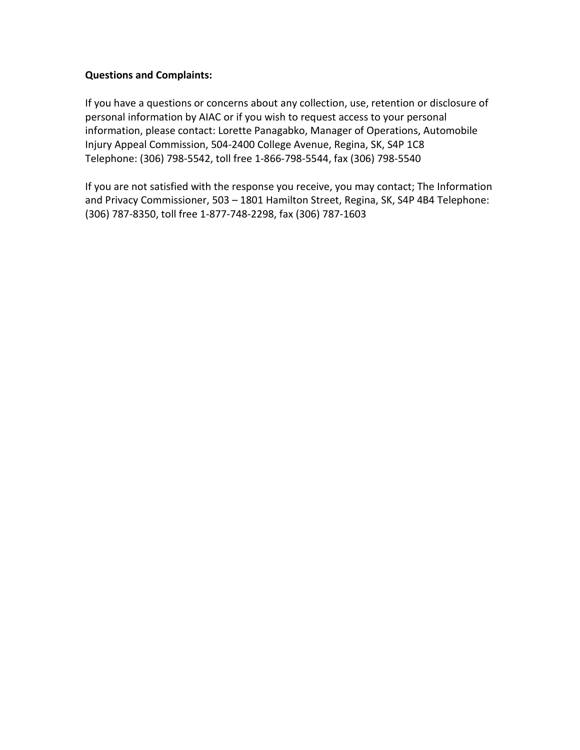**Questions and Complaints:**

If you have a questions or concerns about any collection, use, retention or disclosure of personal information by AIAC or if you wish to request access to your personal information, please contact: Lorette Panagabko, Manager of Operations, Automobile Injury Appeal Commission, 504-2400 College Avenue, Regina, SK, S4P 1C8
Telephone: (306) 798-5542, toll free 1-866-798-5544, fax (306) 798-5540

If you are not satisfied with the response you receive, you may contact; The Information and Privacy Commissioner, 503 – 1801 Hamilton Street, Regina, SK, S4P 4B4 Telephone: (306) 787-8350, toll free 1-877-748-2298, fax (306) 787-1603